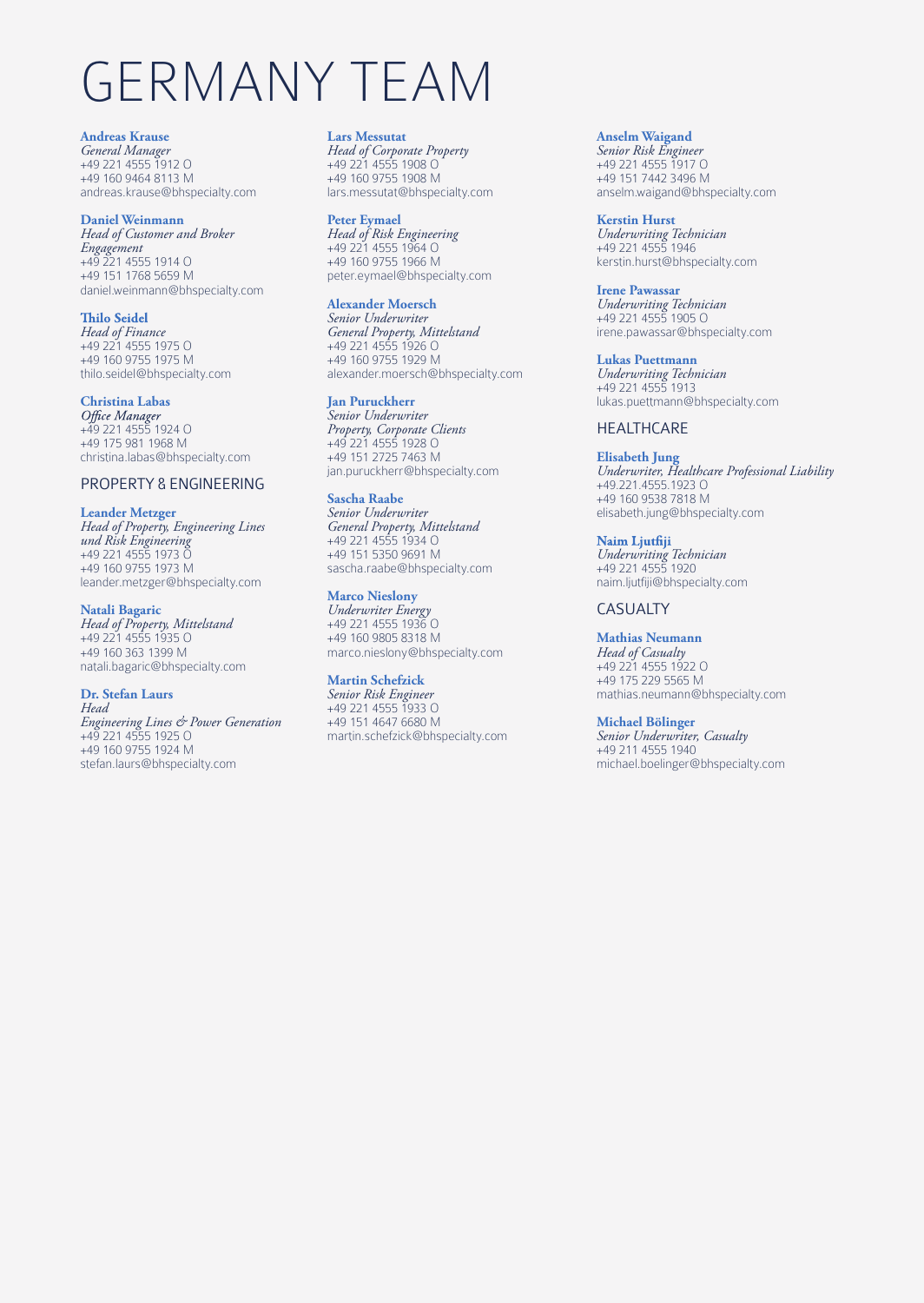# GERMANY TEAM

**Andreas Krause**
*General Manager*
+49 221 4555 1912 O
+49 160 9464 8113 M
andreas.krause@bhspecialty.com

**Daniel Weinmann**
*Head of Customer and Broker Engagement*
+49 221 4555 1914 O
+49 151 1768 5659 M
daniel.weinmann@bhspecialty.com

**Thilo Seidel**
*Head of Finance*
+49 221 4555 1975 O
+49 160 9755 1975 M
thilo.seidel@bhspecialty.com

**Christina Labas**
*Office Manager*
+49 221 4555 1924 O
+49 175 981 1968 M
christina.labas@bhspecialty.com

## PROPERTY & ENGINEERING

**Leander Metzger**
*Head of Property, Engineering Lines und Risk Engineering*
+49 221 4555 1973 O
+49 160 9755 1973 M
leander.metzger@bhspecialty.com

**Natali Bagaric**
*Head of Property, Mittelstand*
+49 221 4555 1935 O
+49 160 363 1399 M
natali.bagaric@bhspecialty.com

**Dr. Stefan Laurs**
*Head*
*Engineering Lines & Power Generation*
+49 221 4555 1925 O
+49 160 9755 1924 M
stefan.laurs@bhspecialty.com

**Lars Messutat**
*Head of Corporate Property*
+49 221 4555 1908 O
+49 160 9755 1908 M
lars.messutat@bhspecialty.com

**Peter Eymael**
*Head of Risk Engineering*
+49 221 4555 1964 O
+49 160 9755 1966 M
peter.eymael@bhspecialty.com

**Alexander Moersch**
*Senior Underwriter*
*General Property, Mittelstand*
+49 221 4555 1926 O
+49 160 9755 1929 M
alexander.moersch@bhspecialty.com

**Jan Puruckherr**
*Senior Underwriter*
*Property, Corporate Clients*
+49 221 4555 1928 O
+49 151 2725 7463 M
jan.puruckherr@bhspecialty.com

**Sascha Raabe**
*Senior Underwriter*
*General Property, Mittelstand*
+49 221 4555 1934 O
+49 151 5350 9691 M
sascha.raabe@bhspecialty.com

**Marco Nieslony**
*Underwriter Energy*
+49 221 4555 1936 O
+49 160 9805 8318 M
marco.nieslony@bhspecialty.com

**Martin Schefzick**
*Senior Risk Engineer*
+49 221 4555 1933 O
+49 151 4647 6680 M
martin.schefzick@bhspecialty.com

**Anselm Waigand**
*Senior Risk Engineer*
+49 221 4555 1917 O
+49 151 7442 3496 M
anselm.waigand@bhspecialty.com

**Kerstin Hurst**
*Underwriting Technician*
+49 221 4555 1946
kerstin.hurst@bhspecialty.com

**Irene Pawassar**
*Underwriting Technician*
+49 221 4555 1905 O
irene.pawassar@bhspecialty.com

**Lukas Puettmann**
*Underwriting Technician*
+49 221 4555 1913
lukas.puettmann@bhspecialty.com

## HEALTHCARE

**Elisabeth Jung**
*Underwriter, Healthcare Professional Liability*
+49.221.4555.1923 O
+49 160 9538 7818 M
elisabeth.jung@bhspecialty.com

**Naim Ljutfiji**
*Underwriting Technician*
+49 221 4555 1920
naim.ljutfiji@bhspecialty.com

## CASUALTY

**Mathias Neumann**
*Head of Casualty*
+49 221 4555 1922 O
+49 175 229 5565 M
mathias.neumann@bhspecialty.com

**Michael Bölinger**
*Senior Underwriter, Casualty*
+49 211 4555 1940
michael.boelinger@bhspecialty.com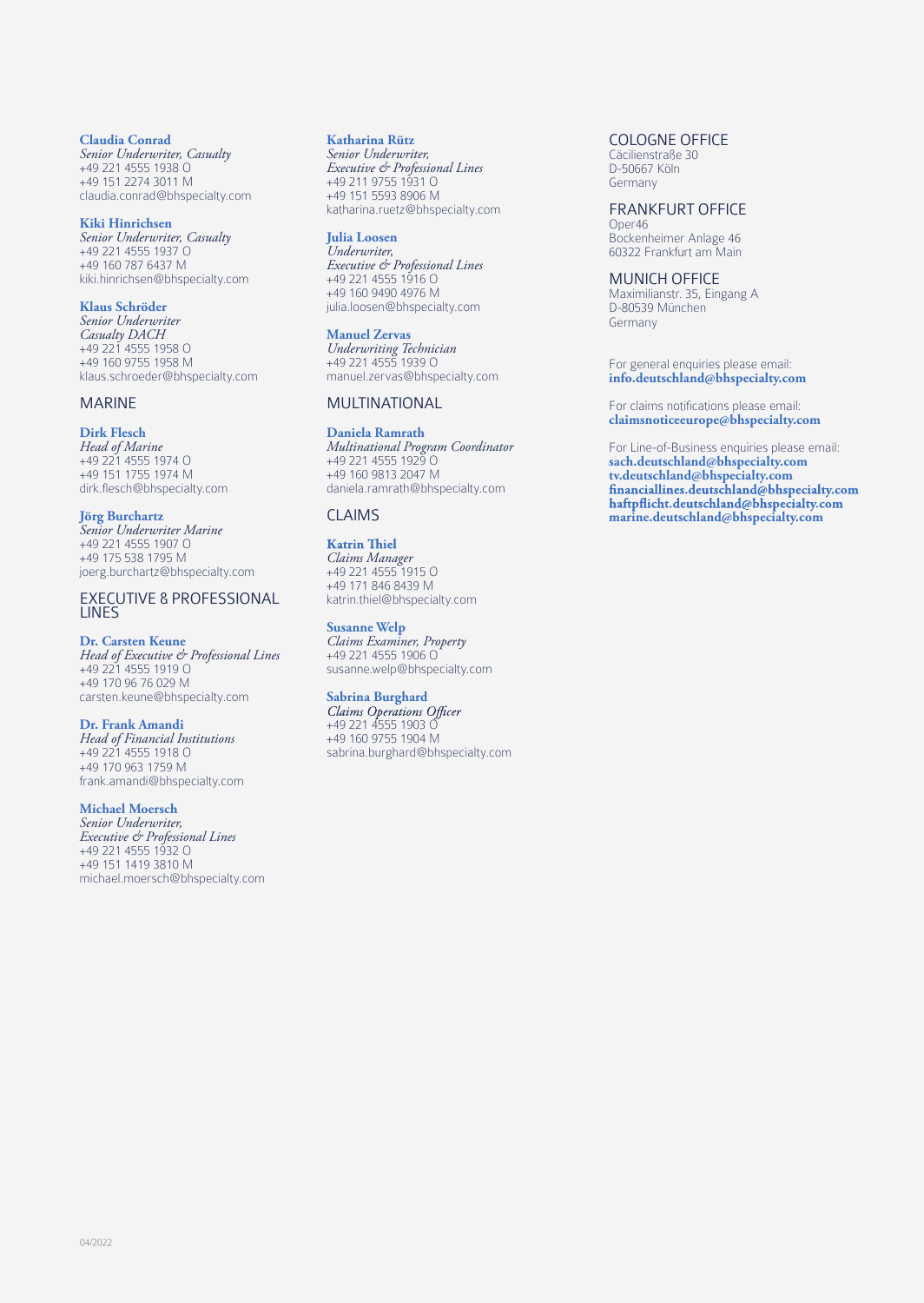**Claudia Conrad**
*Senior Underwriter, Casualty*
+49 221 4555 1938 O
+49 151 2274 3011 M
claudia.conrad@bhspecialty.com

**Kiki Hinrichsen**
*Senior Underwriter, Casualty*
+49 221 4555 1937 O
+49 160 787 6437 M
kiki.hinrichsen@bhspecialty.com

**Klaus Schröder**
*Senior Underwriter*
*Casualty DACH*
+49 221 4555 1958 O
+49 160 9755 1958 M
klaus.schroeder@bhspecialty.com

## MARINE

**Dirk Flesch**
*Head of Marine*
+49 221 4555 1974 O
+49 151 1755 1974 M
dirk.flesch@bhspecialty.com

**Jörg Burchartz**
*Senior Underwriter Marine*
+49 221 4555 1907 O
+49 175 538 1795 M
joerg.burchartz@bhspecialty.com

## EXECUTIVE & PROFESSIONAL LINES

**Dr. Carsten Keune**
*Head of Executive & Professional Lines*
+49 221 4555 1919 O
+49 170 96 76 029 M
carsten.keune@bhspecialty.com

**Dr. Frank Amandi**
*Head of Financial Institutions*
+49 221 4555 1918 O
+49 170 963 1759 M
frank.amandi@bhspecialty.com

**Michael Moersch**
*Senior Underwriter,*
*Executive & Professional Lines*
+49 221 4555 1932 O
+49 151 1419 3810 M
michael.moersch@bhspecialty.com

**Katharina Rütz**
*Senior Underwriter,*
*Executive & Professional Lines*
+49 211 9755 1931 O
+49 151 5593 8906 M
katharina.ruetz@bhspecialty.com

**Julia Loosen**
*Underwriter,*
*Executive & Professional Lines*
+49 221 4555 1916 O
+49 160 9490 4976 M
julia.loosen@bhspecialty.com

**Manuel Zervas**
*Underwriting Technician*
+49 221 4555 1939 O
manuel.zervas@bhspecialty.com

## MULTINATIONAL

**Daniela Ramrath**
*Multinational Program Coordinator*
+49 221 4555 1929 O
+49 160 9813 2047 M
daniela.ramrath@bhspecialty.com

## CLAIMS

**Katrin Thiel**
*Claims Manager*
+49 221 4555 1915 O
+49 171 846 8439 M
katrin.thiel@bhspecialty.com

**Susanne Welp**
*Claims Examiner, Property*
+49 221 4555 1906 O
susanne.welp@bhspecialty.com

**Sabrina Burghard**
*Claims Operations Officer*
+49 221 4555 1903 O
+49 160 9755 1904 M
sabrina.burghard@bhspecialty.com

## COLOGNE OFFICE

Cäcilienstraße 30
D-50667 Köln
Germany

## FRANKFURT OFFICE

Oper46
Bockenheimer Anlage 46
60322 Frankfurt am Main

## MUNICH OFFICE

Maximilianstr. 35, Eingang A
D-80539 München
Germany

For general enquiries please email:
**info.deutschland@bhspecialty.com**

For claims notifications please email:
**claimsnoticeeurope@bhspecialty.com**

For Line-of-Business enquiries please email:
**sach.deutschland@bhspecialty.com**
**tv.deutschland@bhspecialty.com**
**financiallines.deutschland@bhspecialty.com**
**haftpflicht.deutschland@bhspecialty.com**
**marine.deutschland@bhspecialty.com**

04/2022